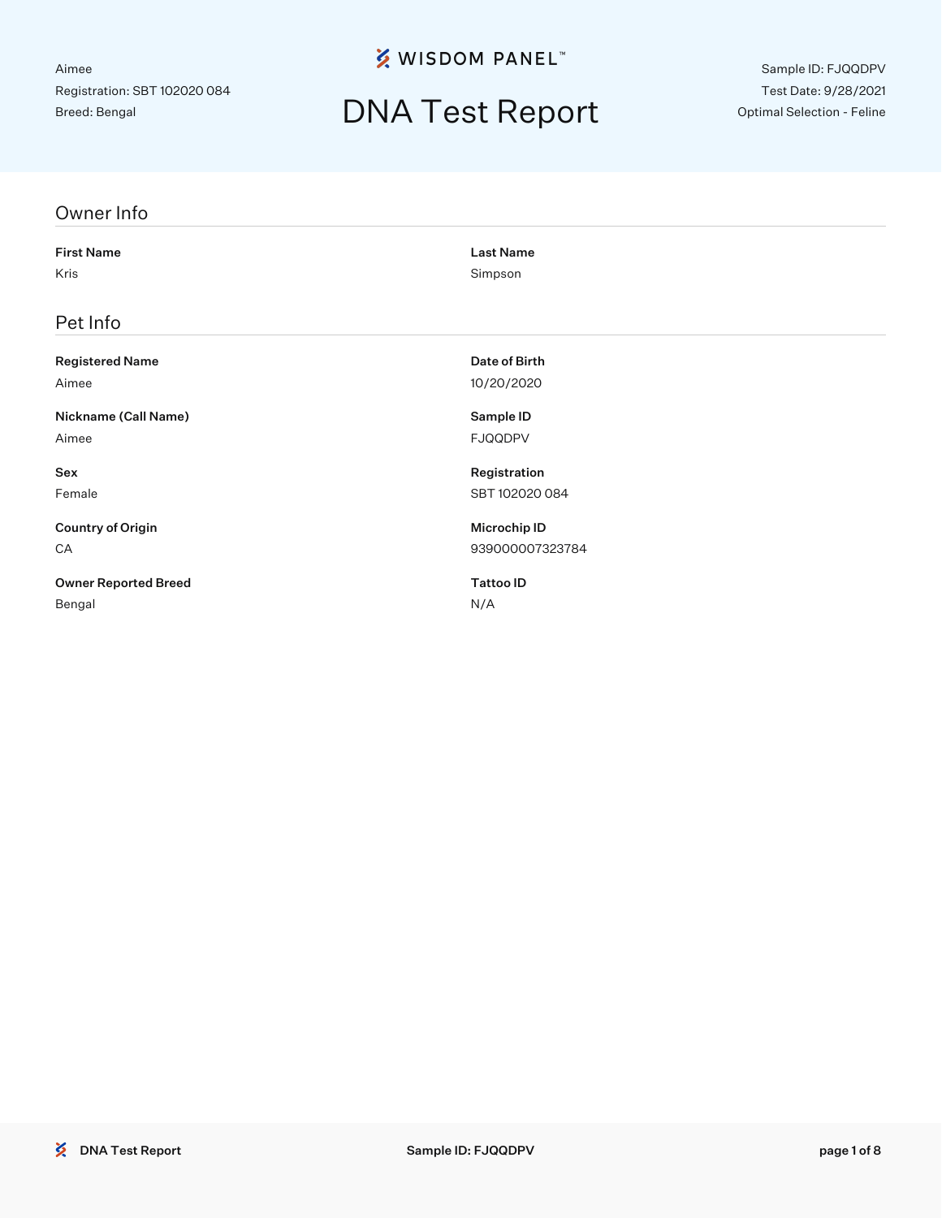Aimee
Registration: SBT 102020 084
Breed: Bengal

WISDOM PANEL™

# DNA Test Report

Sample ID: FJQQDPV
Test Date: 9/28/2021
Optimal Selection - Feline

## Owner Info

**First Name**
Kris

**Last Name**
Simpson

## Pet Info

**Registered Name**
Aimee

**Date of Birth**
10/20/2020

**Nickname (Call Name)**
Aimee

**Sample ID**
FJQQDPV

**Sex**
Female

**Registration**
SBT 102020 084

**Country of Origin**
CA

**Microchip ID**
939000007323784

**Owner Reported Breed**
Bengal

**Tattoo ID**
N/A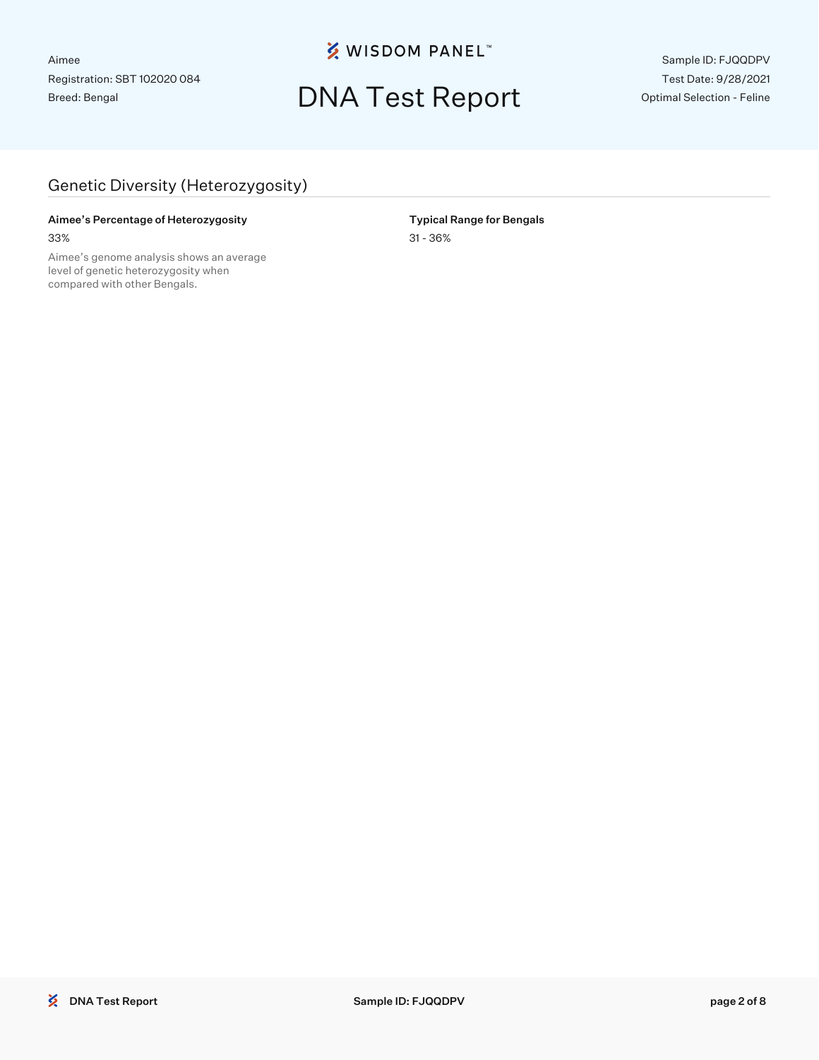## Genetic Diversity (Heterozygosity)

**Aimee's Percentage of Heterozygosity**

33%

Aimee's genome analysis shows an average level of genetic heterozygosity when compared with other Bengals.

**Typical Range for Bengals**

31 - 36%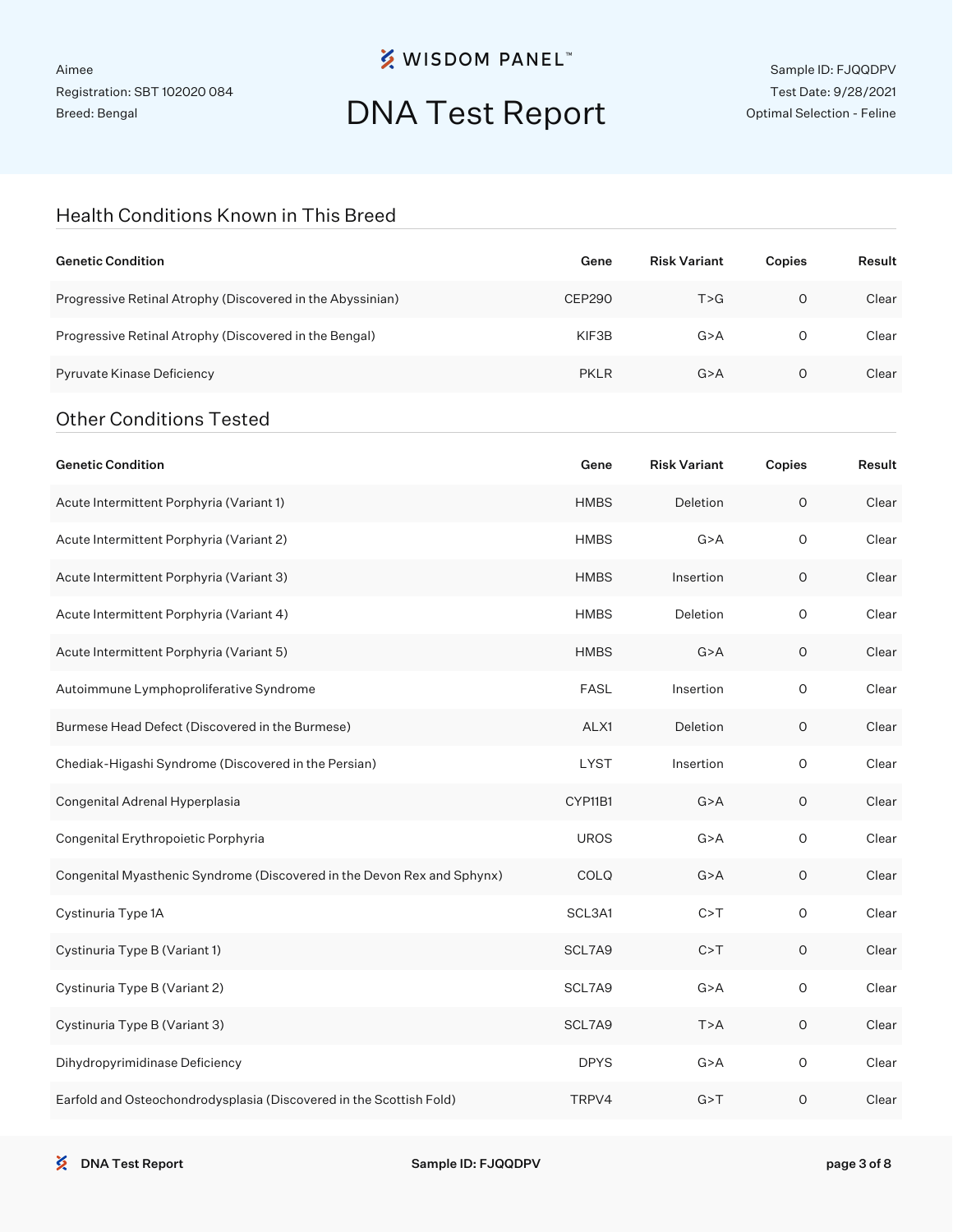Aimee
Registration: SBT 102020 084
Breed: Bengal

# DNA Test Report

Sample ID: FJQQDPV
Test Date: 9/28/2021
Optimal Selection - Feline

## Health Conditions Known in This Breed

| Genetic Condition | Gene | Risk Variant | Copies | Result |
|---|---|---|---|---|
| Progressive Retinal Atrophy (Discovered in the Abyssinian) | CEP290 | T>G | 0 | Clear |
| Progressive Retinal Atrophy (Discovered in the Bengal) | KIF3B | G>A | 0 | Clear |
| Pyruvate Kinase Deficiency | PKLR | G>A | 0 | Clear |

## Other Conditions Tested

| Genetic Condition | Gene | Risk Variant | Copies | Result |
|---|---|---|---|---|
| Acute Intermittent Porphyria (Variant 1) | HMBS | Deletion | 0 | Clear |
| Acute Intermittent Porphyria (Variant 2) | HMBS | G>A | 0 | Clear |
| Acute Intermittent Porphyria (Variant 3) | HMBS | Insertion | 0 | Clear |
| Acute Intermittent Porphyria (Variant 4) | HMBS | Deletion | 0 | Clear |
| Acute Intermittent Porphyria (Variant 5) | HMBS | G>A | 0 | Clear |
| Autoimmune Lymphoproliferative Syndrome | FASL | Insertion | 0 | Clear |
| Burmese Head Defect (Discovered in the Burmese) | ALX1 | Deletion | 0 | Clear |
| Chediak-Higashi Syndrome (Discovered in the Persian) | LYST | Insertion | 0 | Clear |
| Congenital Adrenal Hyperplasia | CYP11B1 | G>A | 0 | Clear |
| Congenital Erythropoietic Porphyria | UROS | G>A | 0 | Clear |
| Congenital Myasthenic Syndrome (Discovered in the Devon Rex and Sphynx) | COLQ | G>A | 0 | Clear |
| Cystinuria Type 1A | SCL3A1 | C>T | 0 | Clear |
| Cystinuria Type B (Variant 1) | SCL7A9 | C>T | 0 | Clear |
| Cystinuria Type B (Variant 2) | SCL7A9 | G>A | 0 | Clear |
| Cystinuria Type B (Variant 3) | SCL7A9 | T>A | 0 | Clear |
| Dihydropyrimidinase Deficiency | DPYS | G>A | 0 | Clear |
| Earfold and Osteochondrodysplasia (Discovered in the Scottish Fold) | TRPV4 | G>T | 0 | Clear |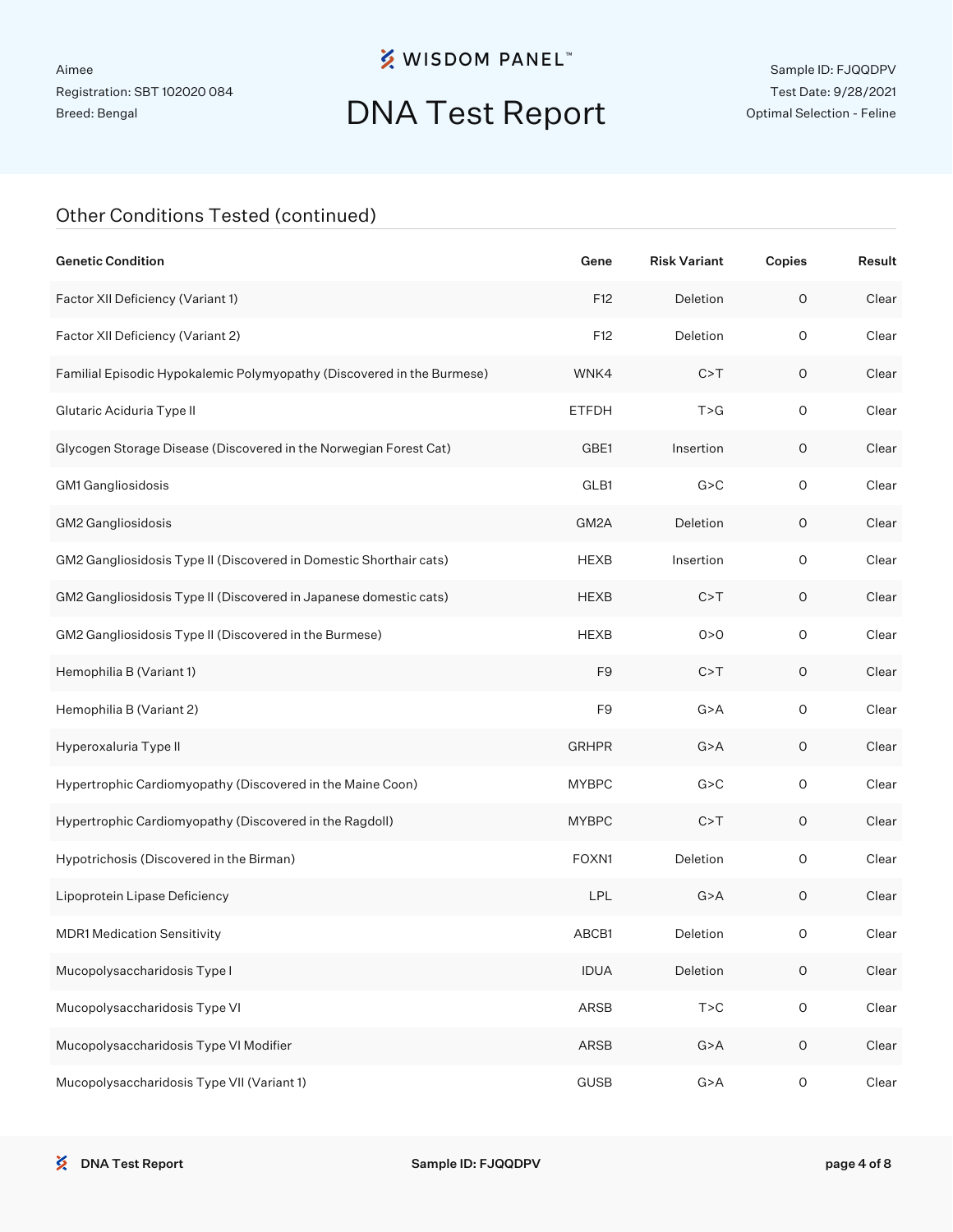Aimee
Registration: SBT 102020 084
Breed: Bengal

# DNA Test Report

Sample ID: FJQQDPV
Test Date: 9/28/2021
Optimal Selection - Feline

## Other Conditions Tested (continued)

| Genetic Condition | Gene | Risk Variant | Copies | Result |
|---|---|---|---|---|
| Factor XII Deficiency (Variant 1) | F12 | Deletion | 0 | Clear |
| Factor XII Deficiency (Variant 2) | F12 | Deletion | 0 | Clear |
| Familial Episodic Hypokalemic Polymyopathy (Discovered in the Burmese) | WNK4 | C>T | 0 | Clear |
| Glutaric Aciduria Type II | ETFDH | T>G | 0 | Clear |
| Glycogen Storage Disease (Discovered in the Norwegian Forest Cat) | GBE1 | Insertion | 0 | Clear |
| GM1 Gangliosidosis | GLB1 | G>C | 0 | Clear |
| GM2 Gangliosidosis | GM2A | Deletion | 0 | Clear |
| GM2 Gangliosidosis Type II (Discovered in Domestic Shorthair cats) | HEXB | Insertion | 0 | Clear |
| GM2 Gangliosidosis Type II (Discovered in Japanese domestic cats) | HEXB | C>T | 0 | Clear |
| GM2 Gangliosidosis Type II (Discovered in the Burmese) | HEXB | 0>0 | 0 | Clear |
| Hemophilia B (Variant 1) | F9 | C>T | 0 | Clear |
| Hemophilia B (Variant 2) | F9 | G>A | 0 | Clear |
| Hyperoxaluria Type II | GRHPR | G>A | 0 | Clear |
| Hypertrophic Cardiomyopathy (Discovered in the Maine Coon) | MYBPC | G>C | 0 | Clear |
| Hypertrophic Cardiomyopathy (Discovered in the Ragdoll) | MYBPC | C>T | 0 | Clear |
| Hypotrichosis (Discovered in the Birman) | FOXN1 | Deletion | 0 | Clear |
| Lipoprotein Lipase Deficiency | LPL | G>A | 0 | Clear |
| MDR1 Medication Sensitivity | ABCB1 | Deletion | 0 | Clear |
| Mucopolysaccharidosis Type I | IDUA | Deletion | 0 | Clear |
| Mucopolysaccharidosis Type VI | ARSB | T>C | 0 | Clear |
| Mucopolysaccharidosis Type VI Modifier | ARSB | G>A | 0 | Clear |
| Mucopolysaccharidosis Type VII (Variant 1) | GUSB | G>A | 0 | Clear |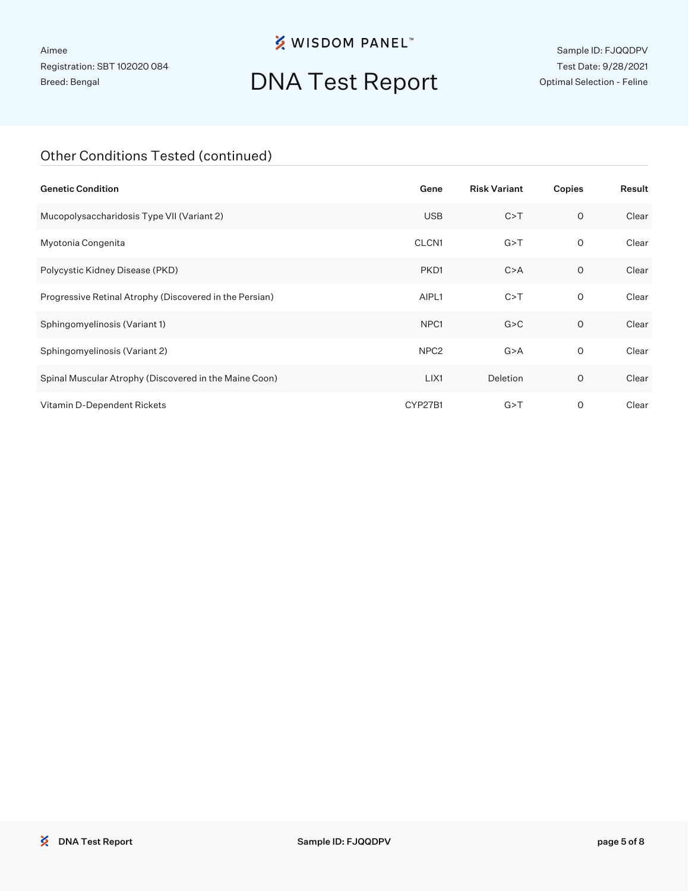Aimee
Registration: SBT 102020 084
Breed: Bengal

# DNA Test Report

Sample ID: FJQQDPV
Test Date: 9/28/2021
Optimal Selection - Feline

## Other Conditions Tested (continued)

| Genetic Condition | Gene | Risk Variant | Copies | Result |
|---|---|---|---|---|
| Mucopolysaccharidosis Type VII (Variant 2) | USB | C>T | 0 | Clear |
| Myotonia Congenita | CLCN1 | G>T | 0 | Clear |
| Polycystic Kidney Disease (PKD) | PKD1 | C>A | 0 | Clear |
| Progressive Retinal Atrophy (Discovered in the Persian) | AIPL1 | C>T | 0 | Clear |
| Sphingomyelinosis (Variant 1) | NPC1 | G>C | 0 | Clear |
| Sphingomyelinosis (Variant 2) | NPC2 | G>A | 0 | Clear |
| Spinal Muscular Atrophy (Discovered in the Maine Coon) | LIX1 | Deletion | 0 | Clear |
| Vitamin D-Dependent Rickets | CYP27B1 | G>T | 0 | Clear |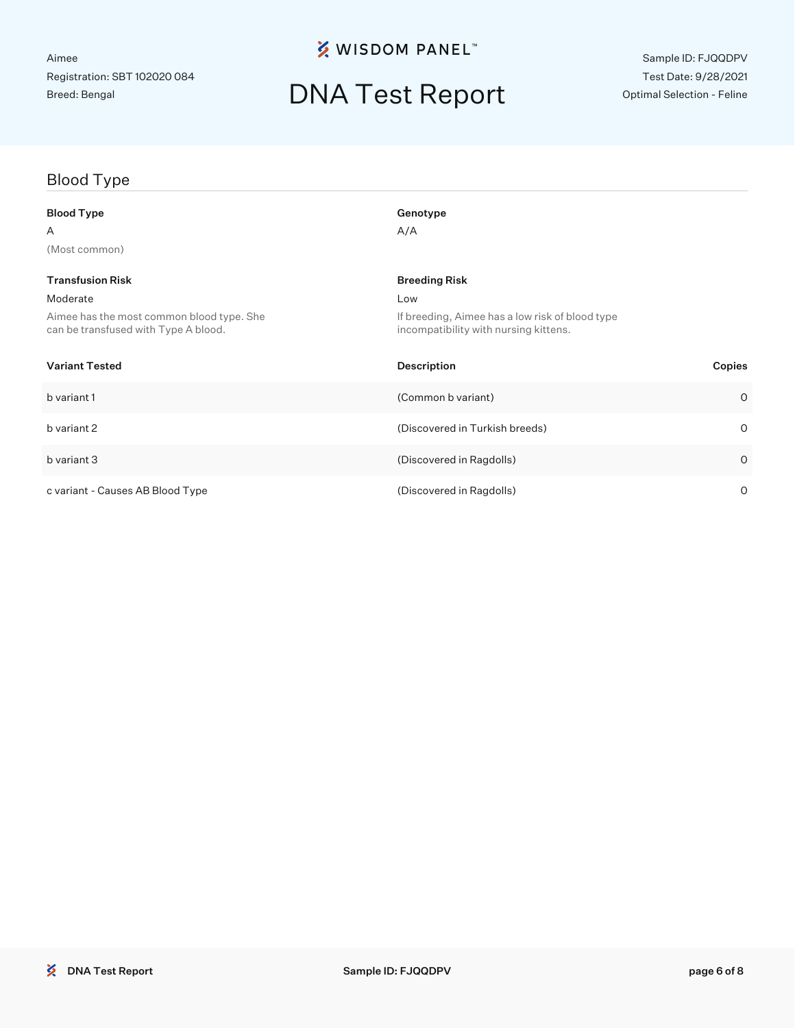Aimee
Registration: SBT 102020 084
Breed: Bengal

# DNA Test Report

Sample ID: FJQQDPV
Test Date: 9/28/2021
Optimal Selection - Feline

## Blood Type

**Blood Type**
A
(Most common)

**Genotype**
A/A

**Transfusion Risk**
Moderate
Aimee has the most common blood type. She can be transfused with Type A blood.

**Breeding Risk**
Low
If breeding, Aimee has a low risk of blood type incompatibility with nursing kittens.

| Variant Tested | Description | Copies |
| --- | --- | --- |
| b variant 1 | (Common b variant) | 0 |
| b variant 2 | (Discovered in Turkish breeds) | 0 |
| b variant 3 | (Discovered in Ragdolls) | 0 |
| c variant - Causes AB Blood Type | (Discovered in Ragdolls) | 0 |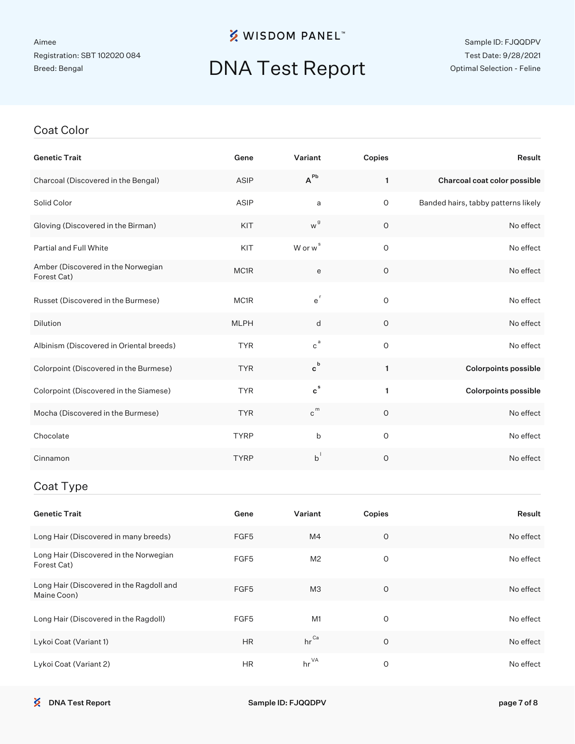Aimee
Registration: SBT 102020 084
Breed: Bengal

# DNA Test Report

Sample ID: FJQQDPV
Test Date: 9/28/2021
Optimal Selection - Feline

## Coat Color

| Genetic Trait | Gene | Variant | Copies | Result |
|---|---|---|---|---|
| Charcoal (Discovered in the Bengal) | ASIP | **$A^{Pb}$** | **1** | **Charcoal coat color possible** |
| Solid Color | ASIP | a | 0 | Banded hairs, tabby patterns likely |
| Gloving (Discovered in the Birman) | KIT | $w^{g}$ | 0 | No effect |
| Partial and Full White | KIT | W or $w^{s}$ | 0 | No effect |
| Amber (Discovered in the Norwegian Forest Cat) | MC1R | e | 0 | No effect |
| Russet (Discovered in the Burmese) | MC1R | $e^{r}$ | 0 | No effect |
| Dilution | MLPH | d | 0 | No effect |
| Albinism (Discovered in Oriental breeds) | TYR | $c^{a}$ | 0 | No effect |
| Colorpoint (Discovered in the Burmese) | TYR | **$c^{b}$** | **1** | **Colorpoints possible** |
| Colorpoint (Discovered in the Siamese) | TYR | **$c^{s}$** | **1** | **Colorpoints possible** |
| Mocha (Discovered in the Burmese) | TYR | $c^{m}$ | 0 | No effect |
| Chocolate | TYRP | b | 0 | No effect |
| Cinnamon | TYRP | $b^{l}$ | 0 | No effect |

## Coat Type

| Genetic Trait | Gene | Variant | Copies | Result |
|---|---|---|---|---|
| Long Hair (Discovered in many breeds) | FGF5 | M4 | 0 | No effect |
| Long Hair (Discovered in the Norwegian Forest Cat) | FGF5 | M2 | 0 | No effect |
| Long Hair (Discovered in the Ragdoll and Maine Coon) | FGF5 | M3 | 0 | No effect |
| Long Hair (Discovered in the Ragdoll) | FGF5 | M1 | 0 | No effect |
| Lykoi Coat (Variant 1) | HR | $hr^{Ca}$ | 0 | No effect |
| Lykoi Coat (Variant 2) | HR | $hr^{VA}$ | 0 | No effect |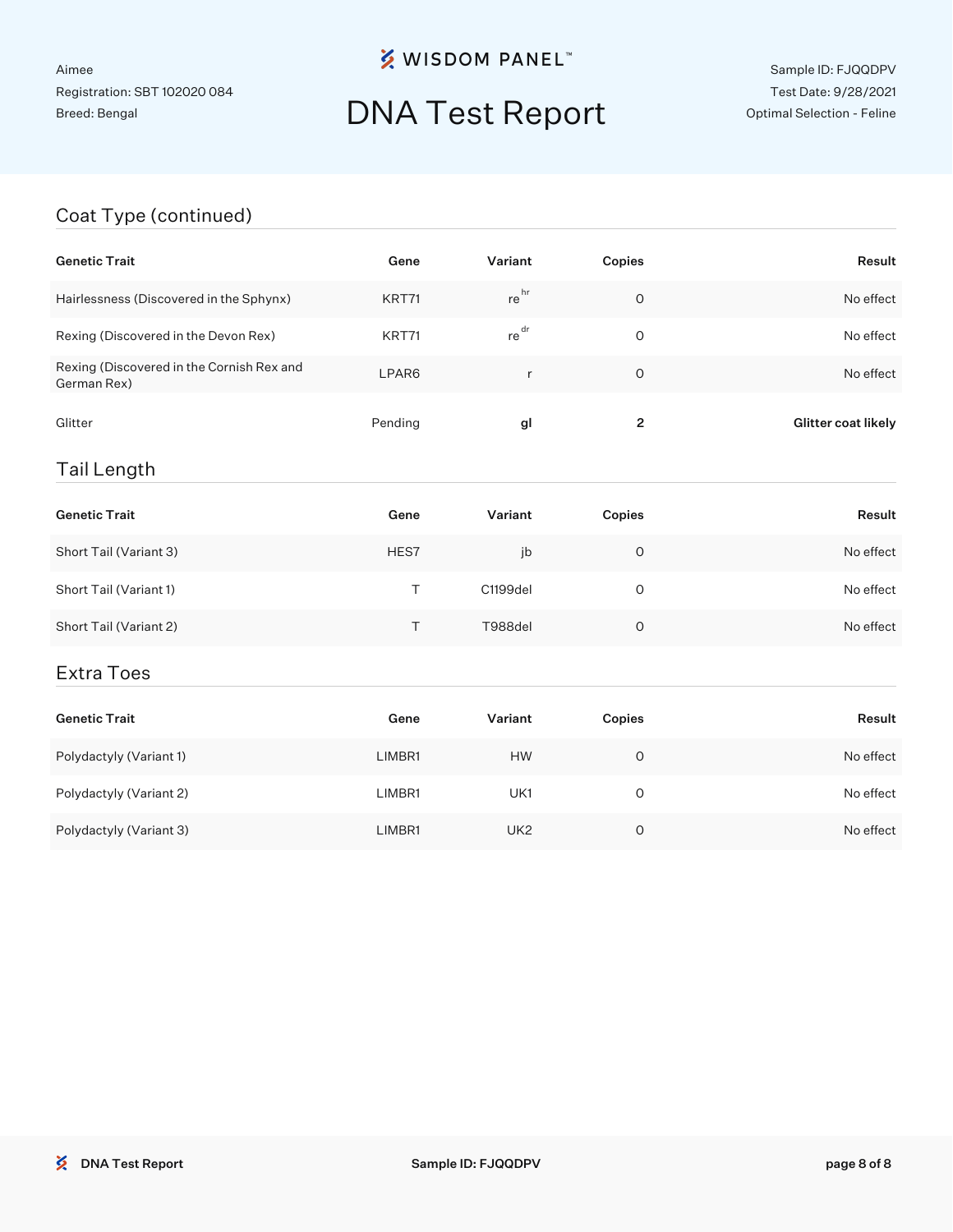Aimee
Registration: SBT 102020 084
Breed: Bengal

# DNA Test Report

Sample ID: FJQQDPV
Test Date: 9/28/2021
Optimal Selection - Feline

## Coat Type (continued)

| Genetic Trait | Gene | Variant | Copies | Result |
|---|---|---|---|---|
| Hairlessness (Discovered in the Sphynx) | KRT71 | $re^{hr}$ | 0 | No effect |
| Rexing (Discovered in the Devon Rex) | KRT71 | $re^{dr}$ | 0 | No effect |
| Rexing (Discovered in the Cornish Rex and German Rex) | LPAR6 | r | 0 | No effect |
| Glitter | Pending | **gl** | **2** | **Glitter coat likely** |

## Tail Length

| Genetic Trait | Gene | Variant | Copies | Result |
|---|---|---|---|---|
| Short Tail (Variant 3) | HES7 | jb | 0 | No effect |
| Short Tail (Variant 1) | T | C1199del | 0 | No effect |
| Short Tail (Variant 2) | T | T988del | 0 | No effect |

## Extra Toes

| Genetic Trait | Gene | Variant | Copies | Result |
|---|---|---|---|---|
| Polydactyly (Variant 1) | LIMBR1 | HW | 0 | No effect |
| Polydactyly (Variant 2) | LIMBR1 | UK1 | 0 | No effect |
| Polydactyly (Variant 3) | LIMBR1 | UK2 | 0 | No effect |